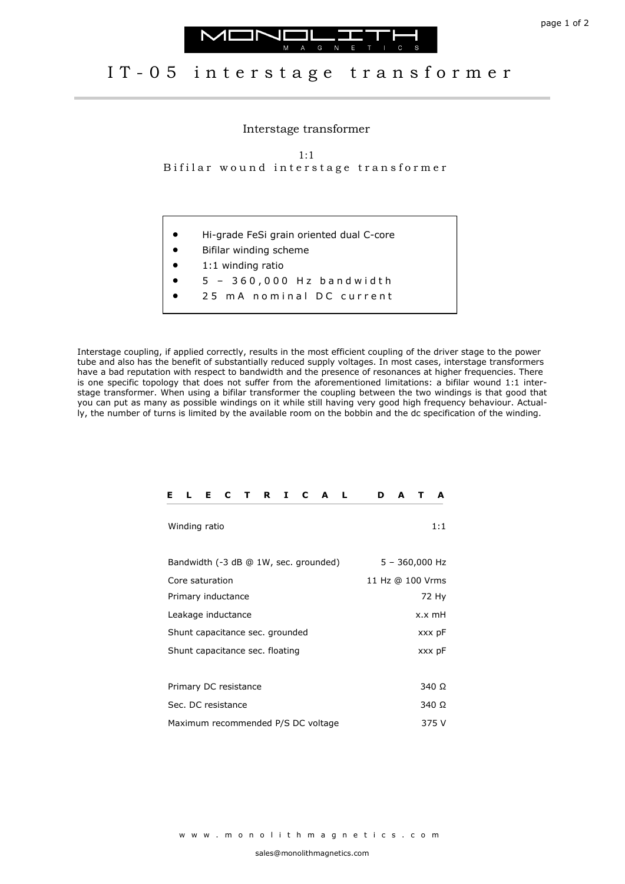# IT-05 interstage transformer

## Interstage transformer

1:1
Bifilar wound interstage transformer

- Hi-grade FeSi grain oriented dual C-core
- Bifilar winding scheme
- 1:1 winding ratio
- 5 – 360,000 Hz bandwidth
- 25 mA nominal DC current

Interstage coupling, if applied correctly, results in the most efficient coupling of the driver stage to the power tube and also has the benefit of substantially reduced supply voltages. In most cases, interstage transformers have a bad reputation with respect to bandwidth and the presence of resonances at higher frequencies. There is one specific topology that does not suffer from the aforementioned limitations: a bifilar wound 1:1 interstage transformer. When using a bifilar transformer the coupling between the two windings is that good that you can put as many as possible windings on it while still having very good high frequency behaviour. Actually, the number of turns is limited by the available room on the bobbin and the dc specification of the winding.

| ELECTRICAL DATA | |
|---|---|
| Winding ratio | 1:1 |
| Bandwidth (-3 dB @ 1W, sec. grounded) | 5 – 360,000 Hz |
| Core saturation | 11 Hz @ 100 Vrms |
| Primary inductance | 72 Hy |
| Leakage inductance | x.x mH |
| Shunt capacitance sec. grounded | xxx pF |
| Shunt capacitance sec. floating | xxx pF |
| Primary DC resistance | 340 Ω |
| Sec. DC resistance | 340 Ω |
| Maximum recommended P/S DC voltage | 375 V |

www.monolithmagnetics.com

sales@monolithmagnetics.com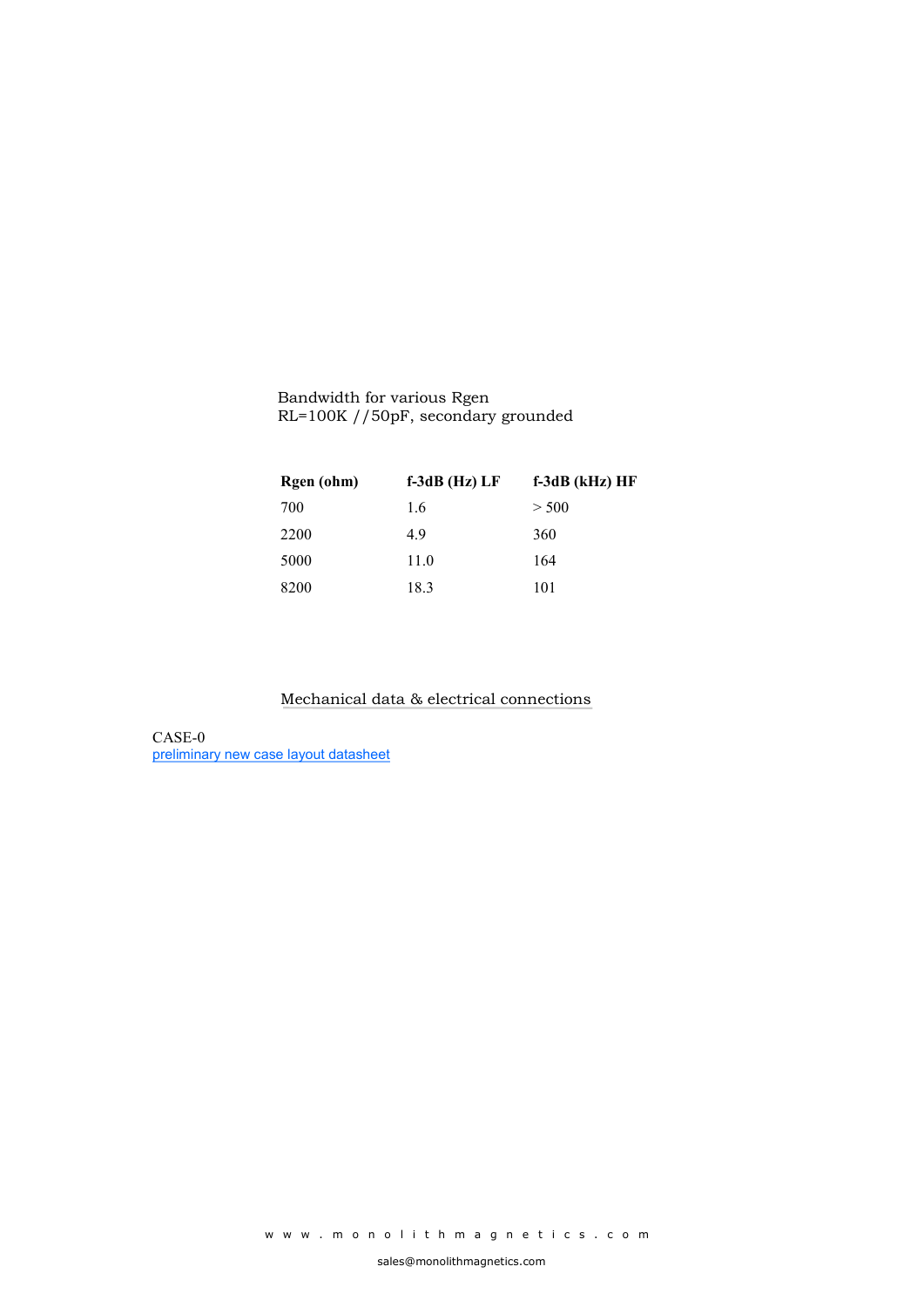Bandwidth for various Rgen
RL=100K //50pF, secondary grounded

| **Rgen (ohm)** | **f-3dB (Hz) LF** | **f-3dB (kHz) HF** |
|---|---|---|
| 700 | 1.6 | > 500 |
| 2200 | 4.9 | 360 |
| 5000 | 11.0 | 164 |
| 8200 | 18.3 | 101 |

## Mechanical data & electrical connections

CASE-0
[preliminary new case layout datasheet]

www.monolithmagnetics.com

sales@monolithmagnetics.com